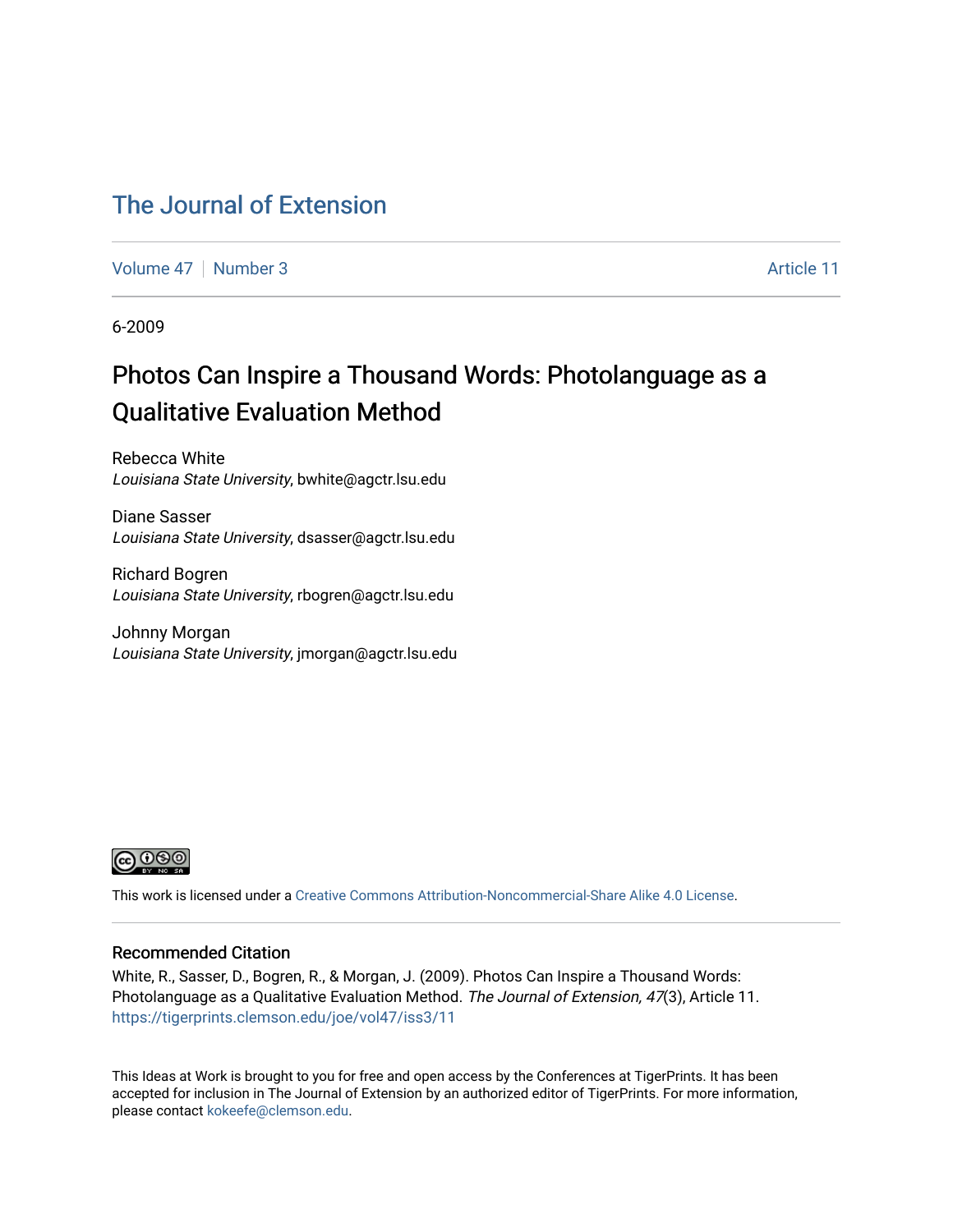# The Journal of Extension

Volume 47 | Number 3 Article 11

6-2009

## Photos Can Inspire a Thousand Words: Photolanguage as a Qualitative Evaluation Method

Rebecca White
*Louisiana State University*, bwhite@agctr.lsu.edu

Diane Sasser
*Louisiana State University*, dsasser@agctr.lsu.edu

Richard Bogren
*Louisiana State University*, rbogren@agctr.lsu.edu

Johnny Morgan
*Louisiana State University*, jmorgan@agctr.lsu.edu

This work is licensed under a Creative Commons Attribution-Noncommercial-Share Alike 4.0 License.

### Recommended Citation

White, R., Sasser, D., Bogren, R., & Morgan, J. (2009). Photos Can Inspire a Thousand Words: Photolanguage as a Qualitative Evaluation Method. *The Journal of Extension, 47*(3), Article 11. https://tigerprints.clemson.edu/joe/vol47/iss3/11

This Ideas at Work is brought to you for free and open access by the Conferences at TigerPrints. It has been accepted for inclusion in The Journal of Extension by an authorized editor of TigerPrints. For more information, please contact kokeefe@clemson.edu.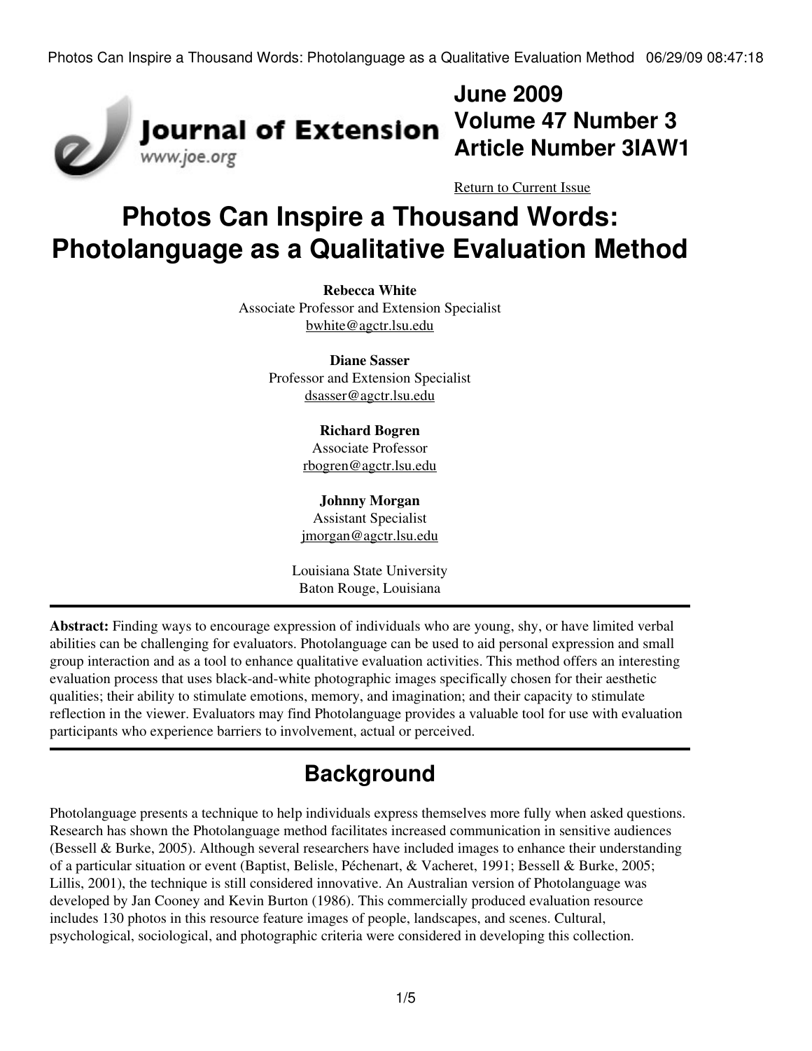# June 2009 Volume 47 Number 3 Article Number 3IAW1

Return to Current Issue

# Photos Can Inspire a Thousand Words: Photolanguage as a Qualitative Evaluation Method

**Rebecca White**
Associate Professor and Extension Specialist
bwhite@agctr.lsu.edu

**Diane Sasser**
Professor and Extension Specialist
dsasser@agctr.lsu.edu

**Richard Bogren**
Associate Professor
rbogren@agctr.lsu.edu

**Johnny Morgan**
Assistant Specialist
jmorgan@agctr.lsu.edu

Louisiana State University
Baton Rouge, Louisiana

**Abstract:** Finding ways to encourage expression of individuals who are young, shy, or have limited verbal abilities can be challenging for evaluators. Photolanguage can be used to aid personal expression and small group interaction and as a tool to enhance qualitative evaluation activities. This method offers an interesting evaluation process that uses black-and-white photographic images specifically chosen for their aesthetic qualities; their ability to stimulate emotions, memory, and imagination; and their capacity to stimulate reflection in the viewer. Evaluators may find Photolanguage provides a valuable tool for use with evaluation participants who experience barriers to involvement, actual or perceived.

## Background

Photolanguage presents a technique to help individuals express themselves more fully when asked questions. Research has shown the Photolanguage method facilitates increased communication in sensitive audiences (Bessell & Burke, 2005). Although several researchers have included images to enhance their understanding of a particular situation or event (Baptist, Belisle, Péchenart, & Vacheret, 1991; Bessell & Burke, 2005; Lillis, 2001), the technique is still considered innovative. An Australian version of Photolanguage was developed by Jan Cooney and Kevin Burton (1986). This commercially produced evaluation resource includes 130 photos in this resource feature images of people, landscapes, and scenes. Cultural, psychological, sociological, and photographic criteria were considered in developing this collection.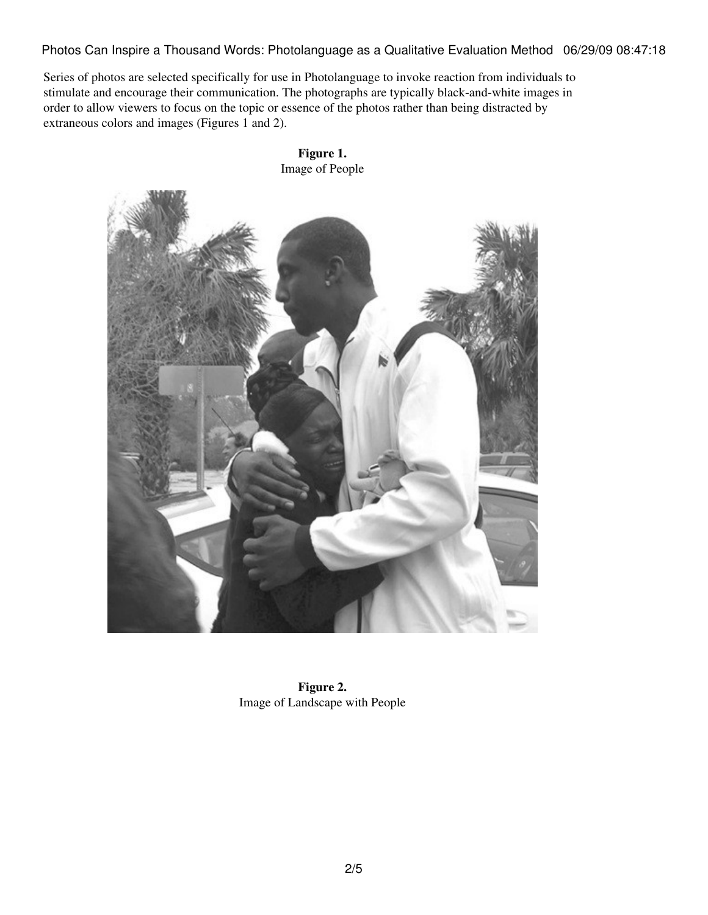Series of photos are selected specifically for use in Photolanguage to invoke reaction from individuals to stimulate and encourage their communication. The photographs are typically black-and-white images in order to allow viewers to focus on the topic or essence of the photos rather than being distracted by extraneous colors and images (Figures 1 and 2).

**Figure 1.**
Image of People

**Figure 2.**
Image of Landscape with People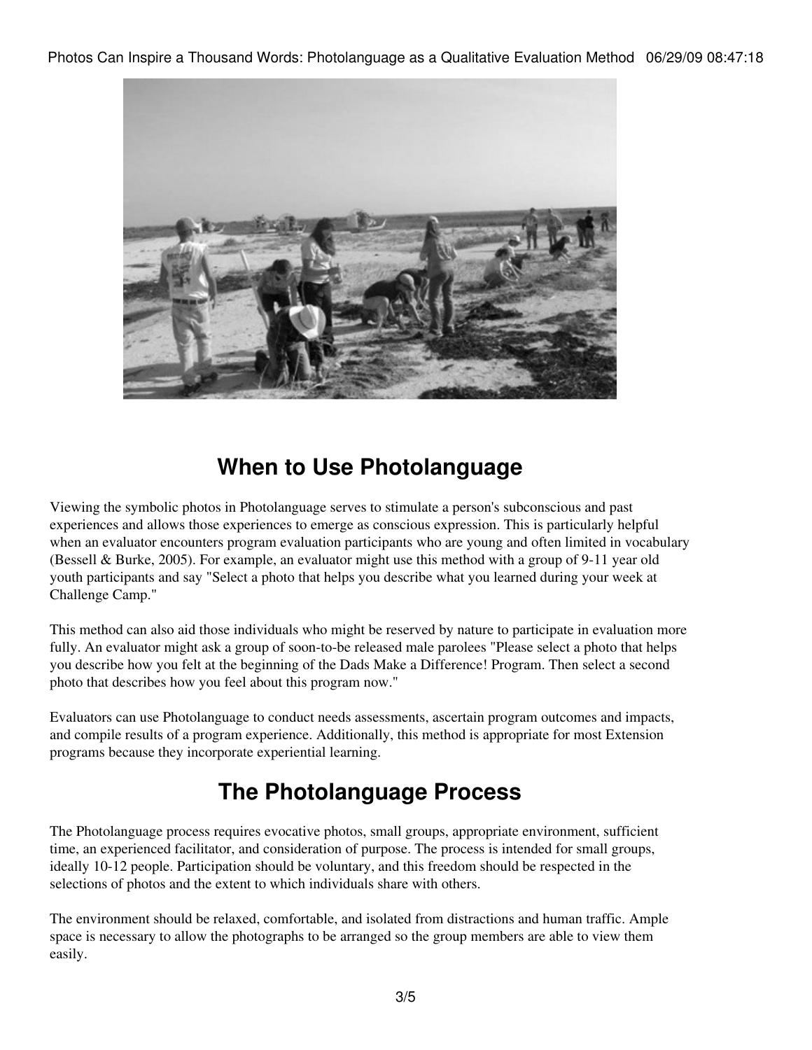## When to Use Photolanguage

Viewing the symbolic photos in Photolanguage serves to stimulate a person's subconscious and past experiences and allows those experiences to emerge as conscious expression. This is particularly helpful when an evaluator encounters program evaluation participants who are young and often limited in vocabulary (Bessell & Burke, 2005). For example, an evaluator might use this method with a group of 9-11 year old youth participants and say "Select a photo that helps you describe what you learned during your week at Challenge Camp."

This method can also aid those individuals who might be reserved by nature to participate in evaluation more fully. An evaluator might ask a group of soon-to-be released male parolees "Please select a photo that helps you describe how you felt at the beginning of the Dads Make a Difference! Program. Then select a second photo that describes how you feel about this program now."

Evaluators can use Photolanguage to conduct needs assessments, ascertain program outcomes and impacts, and compile results of a program experience. Additionally, this method is appropriate for most Extension programs because they incorporate experiential learning.

## The Photolanguage Process

The Photolanguage process requires evocative photos, small groups, appropriate environment, sufficient time, an experienced facilitator, and consideration of purpose. The process is intended for small groups, ideally 10-12 people. Participation should be voluntary, and this freedom should be respected in the selections of photos and the extent to which individuals share with others.

The environment should be relaxed, comfortable, and isolated from distractions and human traffic. Ample space is necessary to allow the photographs to be arranged so the group members are able to view them easily.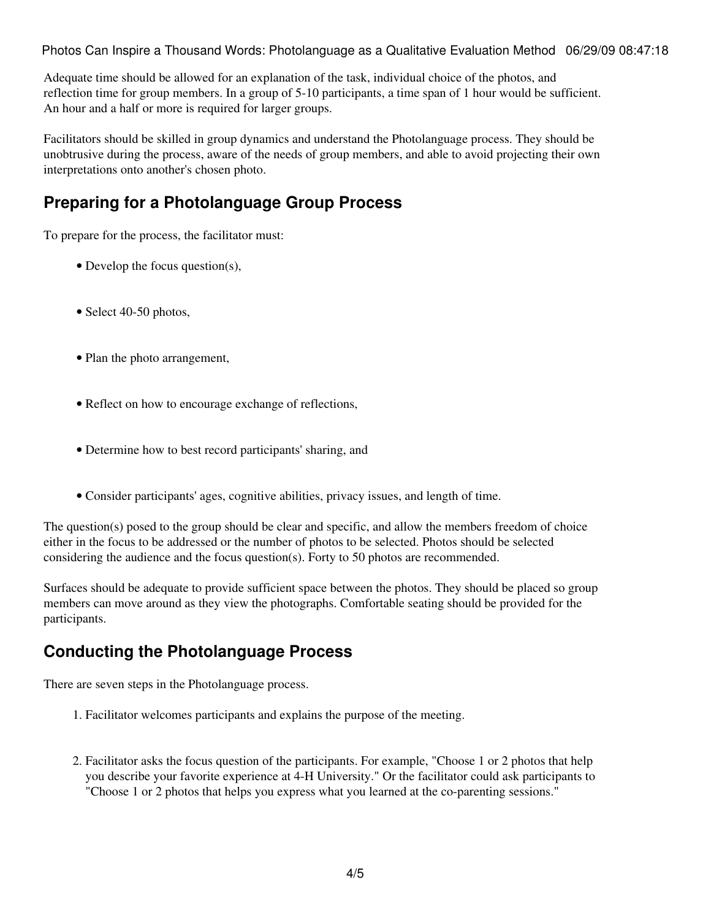Adequate time should be allowed for an explanation of the task, individual choice of the photos, and reflection time for group members. In a group of 5-10 participants, a time span of 1 hour would be sufficient. An hour and a half or more is required for larger groups.

Facilitators should be skilled in group dynamics and understand the Photolanguage process. They should be unobtrusive during the process, aware of the needs of group members, and able to avoid projecting their own interpretations onto another's chosen photo.

## Preparing for a Photolanguage Group Process

To prepare for the process, the facilitator must:

- Develop the focus question(s),
- Select 40-50 photos,
- Plan the photo arrangement,
- Reflect on how to encourage exchange of reflections,
- Determine how to best record participants' sharing, and
- Consider participants' ages, cognitive abilities, privacy issues, and length of time.

The question(s) posed to the group should be clear and specific, and allow the members freedom of choice either in the focus to be addressed or the number of photos to be selected. Photos should be selected considering the audience and the focus question(s). Forty to 50 photos are recommended.

Surfaces should be adequate to provide sufficient space between the photos. They should be placed so group members can move around as they view the photographs. Comfortable seating should be provided for the participants.

## Conducting the Photolanguage Process

There are seven steps in the Photolanguage process.

1. Facilitator welcomes participants and explains the purpose of the meeting.
2. Facilitator asks the focus question of the participants. For example, "Choose 1 or 2 photos that help you describe your favorite experience at 4-H University." Or the facilitator could ask participants to "Choose 1 or 2 photos that helps you express what you learned at the co-parenting sessions."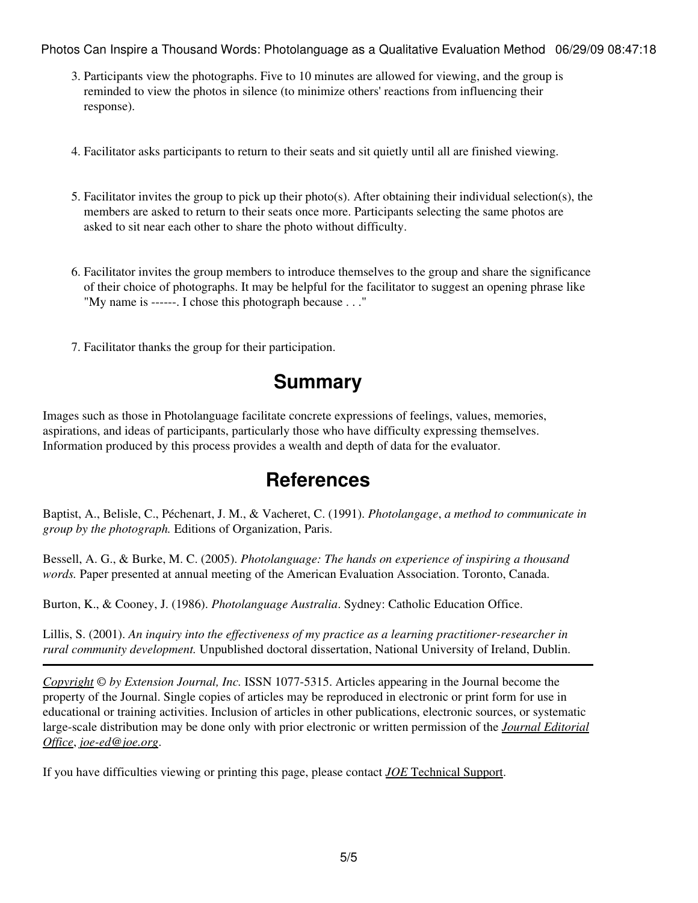3. Participants view the photographs. Five to 10 minutes are allowed for viewing, and the group is reminded to view the photos in silence (to minimize others' reactions from influencing their response).

4. Facilitator asks participants to return to their seats and sit quietly until all are finished viewing.

5. Facilitator invites the group to pick up their photo(s). After obtaining their individual selection(s), the members are asked to return to their seats once more. Participants selecting the same photos are asked to sit near each other to share the photo without difficulty.

6. Facilitator invites the group members to introduce themselves to the group and share the significance of their choice of photographs. It may be helpful for the facilitator to suggest an opening phrase like "My name is ------. I chose this photograph because . . ."

7. Facilitator thanks the group for their participation.

## Summary

Images such as those in Photolanguage facilitate concrete expressions of feelings, values, memories, aspirations, and ideas of participants, particularly those who have difficulty expressing themselves. Information produced by this process provides a wealth and depth of data for the evaluator.

## References

Baptist, A., Belisle, C., Péchenart, J. M., & Vacheret, C. (1991). *Photolangage, a method to communicate in group by the photograph.* Editions of Organization, Paris.

Bessell, A. G., & Burke, M. C. (2005). *Photolanguage: The hands on experience of inspiring a thousand words.* Paper presented at annual meeting of the American Evaluation Association. Toronto, Canada.

Burton, K., & Cooney, J. (1986). *Photolanguage Australia*. Sydney: Catholic Education Office.

Lillis, S. (2001). *An inquiry into the effectiveness of my practice as a learning practitioner-researcher in rural community development.* Unpublished doctoral dissertation, National University of Ireland, Dublin.

---

*Copyright © by Extension Journal, Inc.* ISSN 1077-5315. Articles appearing in the Journal become the property of the Journal. Single copies of articles may be reproduced in electronic or print form for use in educational or training activities. Inclusion of articles in other publications, electronic sources, or systematic large-scale distribution may be done only with prior electronic or written permission of the *Journal Editorial Office*, *joe-ed@joe.org*.

If you have difficulties viewing or printing this page, please contact *JOE* Technical Support.